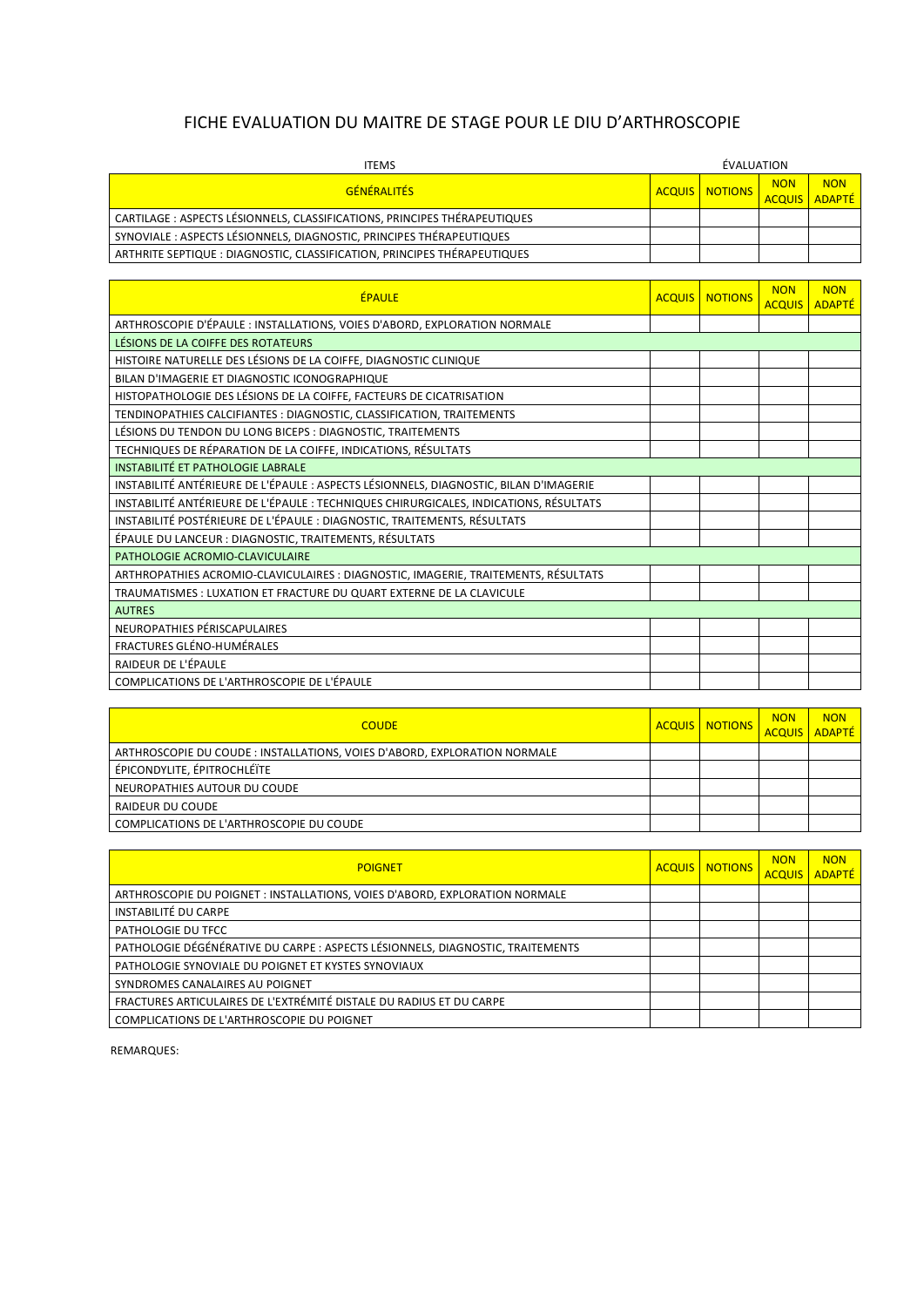# FICHE EVALUATION DU MAITRE DE STAGE POUR LE DIU D'ARTHROSCOPIE

| ITEMS | ÉVALUATION | | | |
|---|---|---|---|---|
| GÉNÉRALITÉS | ACQUIS | NOTIONS | NON ACQUIS | NON ADAPTÉ |
| CARTILAGE : ASPECTS LÉSIONNELS, CLASSIFICATIONS, PRINCIPES THÉRAPEUTIQUES | | | | |
| SYNOVIALE : ASPECTS LÉSIONNELS, DIAGNOSTIC, PRINCIPES THÉRAPEUTIQUES | | | | |
| ARTHRITE SEPTIQUE : DIAGNOSTIC, CLASSIFICATION, PRINCIPES THÉRAPEUTIQUES | | | | |

| ÉPAULE | ACQUIS | NOTIONS | NON ACQUIS | NON ADAPTÉ |
|---|---|---|---|---|
| ARTHROSCOPIE D'ÉPAULE : INSTALLATIONS, VOIES D'ABORD, EXPLORATION NORMALE | | | | |
| LÉSIONS DE LA COIFFE DES ROTATEURS | | | | |
| HISTOIRE NATURELLE DES LÉSIONS DE LA COIFFE, DIAGNOSTIC CLINIQUE | | | | |
| BILAN D'IMAGERIE ET DIAGNOSTIC ICONOGRAPHIQUE | | | | |
| HISTOPATHOLOGIE DES LÉSIONS DE LA COIFFE, FACTEURS DE CICATRISATION | | | | |
| TENDINOPATHIES CALCIFIANTES : DIAGNOSTIC, CLASSIFICATION, TRAITEMENTS | | | | |
| LÉSIONS DU TENDON DU LONG BICEPS : DIAGNOSTIC, TRAITEMENTS | | | | |
| TECHNIQUES DE RÉPARATION DE LA COIFFE, INDICATIONS, RÉSULTATS | | | | |
| INSTABILITÉ ET PATHOLOGIE LABRALE | | | | |
| INSTABILITÉ ANTÉRIEURE DE L'ÉPAULE : ASPECTS LÉSIONNELS, DIAGNOSTIC, BILAN D'IMAGERIE | | | | |
| INSTABILITÉ ANTÉRIEURE DE L'ÉPAULE : TECHNIQUES CHIRURGICALES, INDICATIONS, RÉSULTATS | | | | |
| INSTABILITÉ POSTÉRIEURE DE L'ÉPAULE : DIAGNOSTIC, TRAITEMENTS, RÉSULTATS | | | | |
| ÉPAULE DU LANCEUR : DIAGNOSTIC, TRAITEMENTS, RÉSULTATS | | | | |
| PATHOLOGIE ACROMIO-CLAVICULAIRE | | | | |
| ARTHROPATHIES ACROMIO-CLAVICULAIRES : DIAGNOSTIC, IMAGERIE, TRAITEMENTS, RÉSULTATS | | | | |
| TRAUMATISMES : LUXATION ET FRACTURE DU QUART EXTERNE DE LA CLAVICULE | | | | |
| AUTRES | | | | |
| NEUROPATHIES PÉRISCAPULAIRES | | | | |
| FRACTURES GLÉNO-HUMÉRALES | | | | |
| RAIDEUR DE L'ÉPAULE | | | | |
| COMPLICATIONS DE L'ARTHROSCOPIE DE L'ÉPAULE | | | | |

| COUDE | ACQUIS | NOTIONS | NON ACQUIS | NON ADAPTÉ |
|---|---|---|---|---|
| ARTHROSCOPIE DU COUDE : INSTALLATIONS, VOIES D'ABORD, EXPLORATION NORMALE | | | | |
| ÉPICONDYLITE, ÉPITROCHLÉÏTE | | | | |
| NEUROPATHIES AUTOUR DU COUDE | | | | |
| RAIDEUR DU COUDE | | | | |
| COMPLICATIONS DE L'ARTHROSCOPIE DU COUDE | | | | |

| POIGNET | ACQUIS | NOTIONS | NON ACQUIS | NON ADAPTÉ |
|---|---|---|---|---|
| ARTHROSCOPIE DU POIGNET : INSTALLATIONS, VOIES D'ABORD, EXPLORATION NORMALE | | | | |
| INSTABILITÉ DU CARPE | | | | |
| PATHOLOGIE DU TFCC | | | | |
| PATHOLOGIE DÉGÉNÉRATIVE DU CARPE : ASPECTS LÉSIONNELS, DIAGNOSTIC, TRAITEMENTS | | | | |
| PATHOLOGIE SYNOVIALE DU POIGNET ET KYSTES SYNOVIAUX | | | | |
| SYNDROMES CANALAIRES AU POIGNET | | | | |
| FRACTURES ARTICULAIRES DE L'EXTRÉMITÉ DISTALE DU RADIUS ET DU CARPE | | | | |
| COMPLICATIONS DE L'ARTHROSCOPIE DU POIGNET | | | | |

REMARQUES: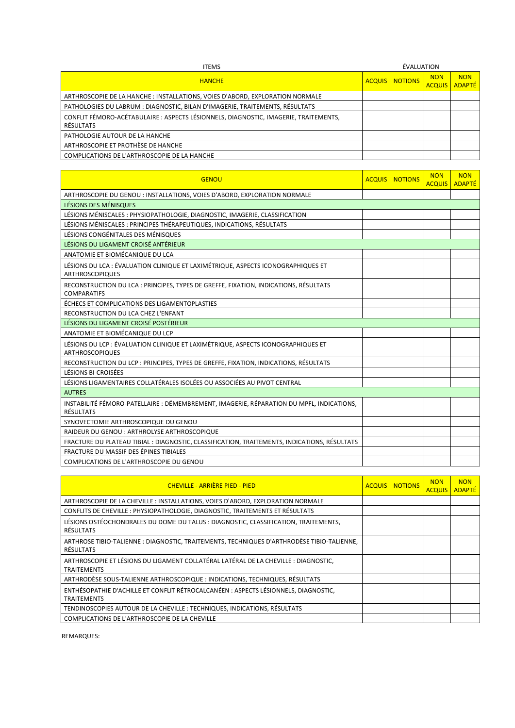| ITEMS | ÉVALUATION | | | |
|---|---|---|---|---|
| HANCHE | ACQUIS | NOTIONS | NON ACQUIS | NON ADAPTÉ |
| ARTHROSCOPIE DE LA HANCHE : INSTALLATIONS, VOIES D'ABORD, EXPLORATION NORMALE | | | | |
| PATHOLOGIES DU LABRUM : DIAGNOSTIC, BILAN D'IMAGERIE, TRAITEMENTS, RÉSULTATS | | | | |
| CONFLIT FÉMORO-ACÉTABULAIRE : ASPECTS LÉSIONNELS, DIAGNOSTIC, IMAGERIE, TRAITEMENTS, RÉSULTATS | | | | |
| PATHOLOGIE AUTOUR DE LA HANCHE | | | | |
| ARTHROSCOPIE ET PROTHÈSE DE HANCHE | | | | |
| COMPLICATIONS DE L'ARTHROSCOPIE DE LA HANCHE | | | | |

| GENOU | ACQUIS | NOTIONS | NON ACQUIS | NON ADAPTÉ |
|---|---|---|---|---|
| ARTHROSCOPIE DU GENOU : INSTALLATIONS, VOIES D'ABORD, EXPLORATION NORMALE | | | | |
| LÉSIONS DES MÉNISQUES | | | | |
| LÉSIONS MÉNISCALES : PHYSIOPATHOLOGIE, DIAGNOSTIC, IMAGERIE, CLASSIFICATION | | | | |
| LÉSIONS MÉNISCALES : PRINCIPES THÉRAPEUTIQUES, INDICATIONS, RÉSULTATS | | | | |
| LÉSIONS CONGÉNITALES DES MÉNISQUES | | | | |
| LÉSIONS DU LIGAMENT CROISÉ ANTÉRIEUR | | | | |
| ANATOMIE ET BIOMÉCANIQUE DU LCA | | | | |
| LÉSIONS DU LCA : ÉVALUATION CLINIQUE ET LAXIMÉTRIQUE, ASPECTS ICONOGRAPHIQUES ET ARTHROSCOPIQUES | | | | |
| RECONSTRUCTION DU LCA : PRINCIPES, TYPES DE GREFFE, FIXATION, INDICATIONS, RÉSULTATS COMPARATIFS | | | | |
| ÉCHECS ET COMPLICATIONS DES LIGAMENTOPLASTIES | | | | |
| RECONSTRUCTION DU LCA CHEZ L'ENFANT | | | | |
| LÉSIONS DU LIGAMENT CROISÉ POSTÉRIEUR | | | | |
| ANATOMIE ET BIOMÉCANIQUE DU LCP | | | | |
| LÉSIONS DU LCP : ÉVALUATION CLINIQUE ET LAXIMÉTRIQUE, ASPECTS ICONOGRAPHIQUES ET ARTHROSCOPIQUES | | | | |
| RECONSTRUCTION DU LCP : PRINCIPES, TYPES DE GREFFE, FIXATION, INDICATIONS, RÉSULTATS | | | | |
| LÉSIONS BI-CROISÉES | | | | |
| LÉSIONS LIGAMENTAIRES COLLATÉRALES ISOLÉES OU ASSOCIÉES AU PIVOT CENTRAL | | | | |
| AUTRES | | | | |
| INSTABILITÉ FÉMORO-PATELLAIRE : DÉMEMBREMENT, IMAGERIE, RÉPARATION DU MPFL, INDICATIONS, RÉSULTATS | | | | |
| SYNOVECTOMIE ARTHROSCOPIQUE DU GENOU | | | | |
| RAIDEUR DU GENOU : ARTHROLYSE ARTHROSCOPIQUE | | | | |
| FRACTURE DU PLATEAU TIBIAL : DIAGNOSTIC, CLASSIFICATION, TRAITEMENTS, INDICATIONS, RÉSULTATS | | | | |
| FRACTURE DU MASSIF DES ÉPINES TIBIALES | | | | |
| COMPLICATIONS DE L'ARTHROSCOPIE DU GENOU | | | | |

| CHEVILLE - ARRIÈRE PIED - PIED | ACQUIS | NOTIONS | NON ACQUIS | NON ADAPTÉ |
|---|---|---|---|---|
| ARTHROSCOPIE DE LA CHEVILLE : INSTALLATIONS, VOIES D'ABORD, EXPLORATION NORMALE | | | | |
| CONFLITS DE CHEVILLE : PHYSIOPATHOLOGIE, DIAGNOSTIC, TRAITEMENTS ET RÉSULTATS | | | | |
| LÉSIONS OSTÉOCHONDRALES DU DOME DU TALUS : DIAGNOSTIC, CLASSIFICATION, TRAITEMENTS, RÉSULTATS | | | | |
| ARTHROSE TIBIO-TALIENNE : DIAGNOSTIC, TRAITEMENTS, TECHNIQUES D'ARTHRODÈSE TIBIO-TALIENNE, RÉSULTATS | | | | |
| ARTHROSCOPIE ET LÉSIONS DU LIGAMENT COLLATÉRAL LATÉRAL DE LA CHEVILLE : DIAGNOSTIC, TRAITEMENTS | | | | |
| ARTHRODÈSE SOUS-TALIENNE ARTHROSCOPIQUE : INDICATIONS, TECHNIQUES, RÉSULTATS | | | | |
| ENTHÉSOPATHIE D'ACHILLE ET CONFLIT RÉTROCALCANÉEN : ASPECTS LÉSIONNELS, DIAGNOSTIC, TRAITEMENTS | | | | |
| TENDINOSCOPIES AUTOUR DE LA CHEVILLE : TECHNIQUES, INDICATIONS, RÉSULTATS | | | | |
| COMPLICATIONS DE L'ARTHROSCOPIE DE LA CHEVILLE | | | | |

REMARQUES: